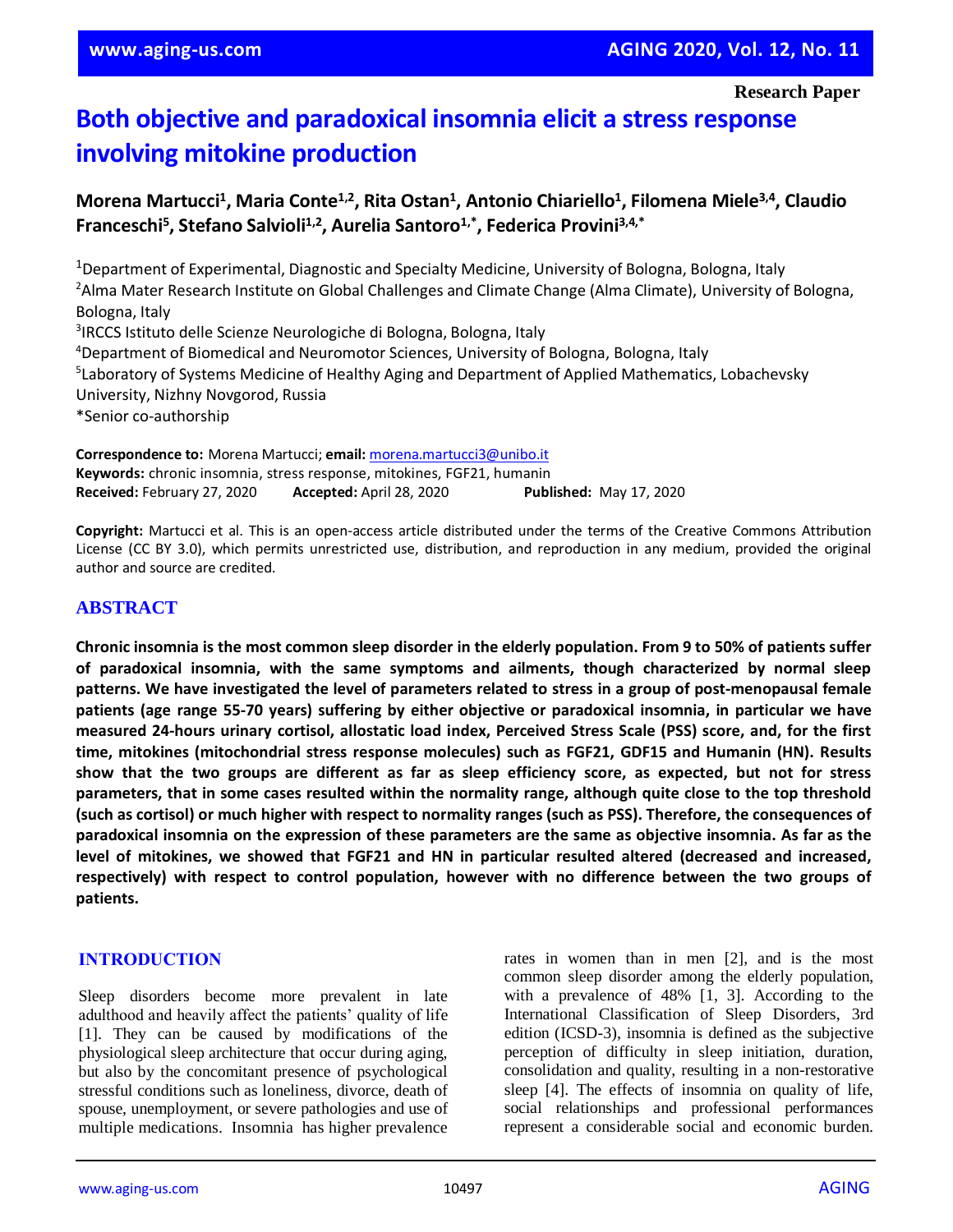Research Paper

# Both objective and paradoxical insomnia elicit a stress response involving mitokine production

**Morena Martucci[1], Maria Conte[1,2], Rita Ostan[1], Antonio Chiariello[1], Filomena Miele[3,4], Claudio Franceschi[5], Stefano Salvioli[1,2], Aurelia Santoro[1,*], Federica Provini[3,4,*]**

[1]Department of Experimental, Diagnostic and Specialty Medicine, University of Bologna, Bologna, Italy
[2]Alma Mater Research Institute on Global Challenges and Climate Change (Alma Climate), University of Bologna, Bologna, Italy
[3]IRCCS Istituto delle Scienze Neurologiche di Bologna, Bologna, Italy
[4]Department of Biomedical and Neuromotor Sciences, University of Bologna, Bologna, Italy
[5]Laboratory of Systems Medicine of Healthy Aging and Department of Applied Mathematics, Lobachevsky University, Nizhny Novgorod, Russia
*Senior co-authorship

**Correspondence to:** Morena Martucci; **email:** morena.martucci3@unibo.it
**Keywords:** chronic insomnia, stress response, mitokines, FGF21, humanin
**Received:** February 27, 2020 **Accepted:** April 28, 2020 **Published:** May 17, 2020

**Copyright:** Martucci et al. This is an open-access article distributed under the terms of the Creative Commons Attribution License (CC BY 3.0), which permits unrestricted use, distribution, and reproduction in any medium, provided the original author and source are credited.

## ABSTRACT

**Chronic insomnia is the most common sleep disorder in the elderly population. From 9 to 50% of patients suffer of paradoxical insomnia, with the same symptoms and ailments, though characterized by normal sleep patterns. We have investigated the level of parameters related to stress in a group of post-menopausal female patients (age range 55-70 years) suffering by either objective or paradoxical insomnia, in particular we have measured 24-hours urinary cortisol, allostatic load index, Perceived Stress Scale (PSS) score, and, for the first time, mitokines (mitochondrial stress response molecules) such as FGF21, GDF15 and Humanin (HN). Results show that the two groups are different as far as sleep efficiency score, as expected, but not for stress parameters, that in some cases resulted within the normality range, although quite close to the top threshold (such as cortisol) or much higher with respect to normality ranges (such as PSS). Therefore, the consequences of paradoxical insomnia on the expression of these parameters are the same as objective insomnia. As far as the level of mitokines, we showed that FGF21 and HN in particular resulted altered (decreased and increased, respectively) with respect to control population, however with no difference between the two groups of patients.**

## INTRODUCTION

Sleep disorders become more prevalent in late adulthood and heavily affect the patients' quality of life [1]. They can be caused by modifications of the physiological sleep architecture that occur during aging, but also by the concomitant presence of psychological stressful conditions such as loneliness, divorce, death of spouse, unemployment, or severe pathologies and use of multiple medications. Insomnia has higher prevalence rates in women than in men [2], and is the most common sleep disorder among the elderly population, with a prevalence of 48% [1, 3]. According to the International Classification of Sleep Disorders, 3rd edition (ICSD-3), insomnia is defined as the subjective perception of difficulty in sleep initiation, duration, consolidation and quality, resulting in a non-restorative sleep [4]. The effects of insomnia on quality of life, social relationships and professional performances represent a considerable social and economic burden.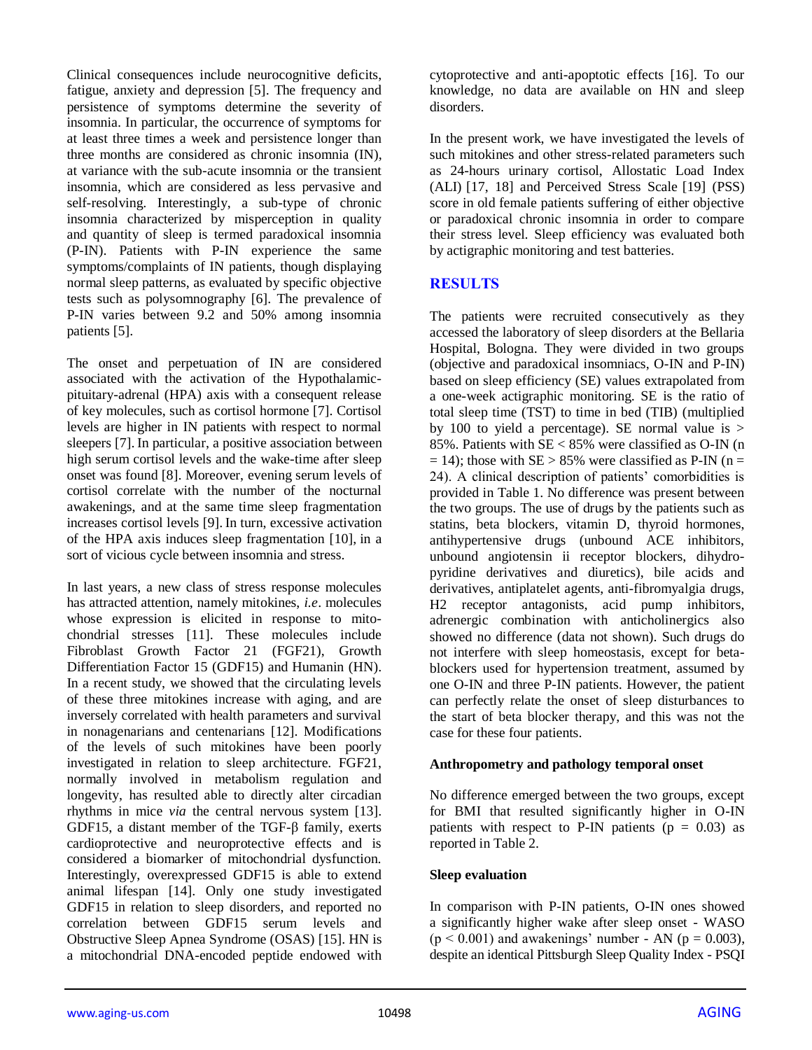Clinical consequences include neurocognitive deficits, fatigue, anxiety and depression [5]. The frequency and persistence of symptoms determine the severity of insomnia. In particular, the occurrence of symptoms for at least three times a week and persistence longer than three months are considered as chronic insomnia (IN), at variance with the sub-acute insomnia or the transient insomnia, which are considered as less pervasive and self-resolving. Interestingly, a sub-type of chronic insomnia characterized by misperception in quality and quantity of sleep is termed paradoxical insomnia (P-IN). Patients with P-IN experience the same symptoms/complaints of IN patients, though displaying normal sleep patterns, as evaluated by specific objective tests such as polysomnography [6]. The prevalence of P-IN varies between 9.2 and 50% among insomnia patients [5].

The onset and perpetuation of IN are considered associated with the activation of the Hypothalamic-pituitary-adrenal (HPA) axis with a consequent release of key molecules, such as cortisol hormone [7]. Cortisol levels are higher in IN patients with respect to normal sleepers [7]. In particular, a positive association between high serum cortisol levels and the wake-time after sleep onset was found [8]. Moreover, evening serum levels of cortisol correlate with the number of the nocturnal awakenings, and at the same time sleep fragmentation increases cortisol levels [9]. In turn, excessive activation of the HPA axis induces sleep fragmentation [10], in a sort of vicious cycle between insomnia and stress.

In last years, a new class of stress response molecules has attracted attention, namely mitokines, *i.e*. molecules whose expression is elicited in response to mitochondrial stresses [11]. These molecules include Fibroblast Growth Factor 21 (FGF21), Growth Differentiation Factor 15 (GDF15) and Humanin (HN). In a recent study, we showed that the circulating levels of these three mitokines increase with aging, and are inversely correlated with health parameters and survival in nonagenarians and centenarians [12]. Modifications of the levels of such mitokines have been poorly investigated in relation to sleep architecture. FGF21, normally involved in metabolism regulation and longevity, has resulted able to directly alter circadian rhythms in mice *via* the central nervous system [13]. GDF15, a distant member of the TGF-β family, exerts cardioprotective and neuroprotective effects and is considered a biomarker of mitochondrial dysfunction. Interestingly, overexpressed GDF15 is able to extend animal lifespan [14]. Only one study investigated GDF15 in relation to sleep disorders, and reported no correlation between GDF15 serum levels and Obstructive Sleep Apnea Syndrome (OSAS) [15]. HN is a mitochondrial DNA-encoded peptide endowed with cytoprotective and anti-apoptotic effects [16]. To our knowledge, no data are available on HN and sleep disorders.

In the present work, we have investigated the levels of such mitokines and other stress-related parameters such as 24-hours urinary cortisol, Allostatic Load Index (ALI) [17, 18] and Perceived Stress Scale [19] (PSS) score in old female patients suffering of either objective or paradoxical chronic insomnia in order to compare their stress level. Sleep efficiency was evaluated both by actigraphic monitoring and test batteries.

## RESULTS

The patients were recruited consecutively as they accessed the laboratory of sleep disorders at the Bellaria Hospital, Bologna. They were divided in two groups (objective and paradoxical insomniacs, O-IN and P-IN) based on sleep efficiency (SE) values extrapolated from a one-week actigraphic monitoring. SE is the ratio of total sleep time (TST) to time in bed (TIB) (multiplied by 100 to yield a percentage). SE normal value is > 85%. Patients with SE < 85% were classified as O-IN (n = 14); those with SE > 85% were classified as P-IN (n = 24). A clinical description of patients' comorbidities is provided in Table 1. No difference was present between the two groups. The use of drugs by the patients such as statins, beta blockers, vitamin D, thyroid hormones, antihypertensive drugs (unbound ACE inhibitors, unbound angiotensin ii receptor blockers, dihydropyridine derivatives and diuretics), bile acids and derivatives, antiplatelet agents, anti-fibromyalgia drugs, H2 receptor antagonists, acid pump inhibitors, adrenergic combination with anticholinergics also showed no difference (data not shown). Such drugs do not interfere with sleep homeostasis, except for beta-blockers used for hypertension treatment, assumed by one O-IN and three P-IN patients. However, the patient can perfectly relate the onset of sleep disturbances to the start of beta blocker therapy, and this was not the case for these four patients.

### Anthropometry and pathology temporal onset

No difference emerged between the two groups, except for BMI that resulted significantly higher in O-IN patients with respect to P-IN patients ($p = 0.03$) as reported in Table 2.

### Sleep evaluation

In comparison with P-IN patients, O-IN ones showed a significantly higher wake after sleep onset - WASO ($p < 0.001$) and awakenings' number - AN ($p = 0.003$), despite an identical Pittsburgh Sleep Quality Index - PSQI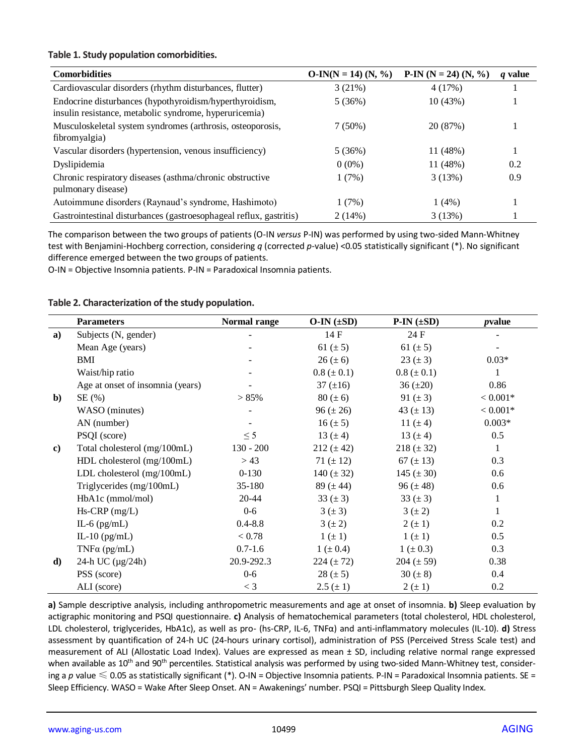**Table 1. Study population comorbidities.**

| Comorbidities | O-IN(N = 14) (N, %) | P-IN (N = 24) (N, %) | *q* value |
|---|---|---|---|
| Cardiovascular disorders (rhythm disturbances, flutter) | 3 (21%) | 4 (17%) | 1 |
| Endocrine disturbances (hypothyroidism/hyperthyroidism, insulin resistance, metabolic syndrome, hyperuricemia) | 5 (36%) | 10 (43%) | 1 |
| Musculoskeletal system syndromes (arthrosis, osteoporosis, fibromyalgia) | 7 (50%) | 20 (87%) | 1 |
| Vascular disorders (hypertension, venous insufficiency) | 5 (36%) | 11 (48%) | 1 |
| Dyslipidemia | 0 (0%) | 11 (48%) | 0.2 |
| Chronic respiratory diseases (asthma/chronic obstructive pulmonary disease) | 1 (7%) | 3 (13%) | 0.9 |
| Autoimmune disorders (Raynaud's syndrome, Hashimoto) | 1 (7%) | 1 (4%) | 1 |
| Gastrointestinal disturbances (gastroesophageal reflux, gastritis) | 2 (14%) | 3 (13%) | 1 |

The comparison between the two groups of patients (O-IN *versus* P-IN) was performed by using two-sided Mann-Whitney test with Benjamini-Hochberg correction, considering *q* (corrected *p*-value) <0.05 statistically significant (*). No significant difference emerged between the two groups of patients.
O-IN = Objective Insomnia patients. P-IN = Paradoxical Insomnia patients.

**Table 2. Characterization of the study population.**

| | Parameters | Normal range | O-IN (±SD) | P-IN (±SD) | *p*value |
|---|---|---|---|---|---|
| **a)** | Subjects (N, gender) | - | 14 F | 24 F | - |
| | Mean Age (years) | - | 61 (± 5) | 61 (± 5) | - |
| | BMI | - | 26 (± 6) | 23 (± 3) | 0.03* |
| | Waist/hip ratio | - | 0.8 (± 0.1) | 0.8 (± 0.1) | 1 |
| | Age at onset of insomnia (years) | - | 37 (±16) | 36 (±20) | 0.86 |
| **b)** | SE (%) | > 85% | 80 (± 6) | 91 (± 3) | < 0.001* |
| | WASO (minutes) | - | 96 (± 26) | 43 (± 13) | < 0.001* |
| | AN (number) | - | 16 (± 5) | 11 (± 4) | 0.003* |
| | PSQI (score) | ≤ 5 | 13 (± 4) | 13 (± 4) | 0.5 |
| **c)** | Total cholesterol (mg/100mL) | 130 - 200 | 212 (± 42) | 218 (± 32) | 1 |
| | HDL cholesterol (mg/100mL) | > 43 | 71 (± 12) | 67 (± 13) | 0.3 |
| | LDL cholesterol (mg/100mL) | 0-130 | 140 (± 32) | 145 (± 30) | 0.6 |
| | Triglycerides (mg/100mL) | 35-180 | 89 (± 44) | 96 (± 48) | 0.6 |
| | HbA1c (mmol/mol) | 20-44 | 33 (± 3) | 33 (± 3) | 1 |
| | Hs-CRP (mg/L) | 0-6 | 3 (± 3) | 3 (± 2) | 1 |
| | IL-6 (pg/mL) | 0.4-8.8 | 3 (± 2) | 2 (± 1) | 0.2 |
| | IL-10 (pg/mL) | < 0.78 | 1 (± 1) | 1 (± 1) | 0.5 |
| | TNFα (pg/mL) | 0.7-1.6 | 1 (± 0.4) | 1 (± 0.3) | 0.3 |
| **d)** | 24-h UC (μg/24h) | 20.9-292.3 | 224 (± 72) | 204 (± 59) | 0.38 |
| | PSS (score) | 0-6 | 28 (± 5) | 30 (± 8) | 0.4 |
| | ALI (score) | < 3 | 2.5 (± 1) | 2 (± 1) | 0.2 |

**a)** Sample descriptive analysis, including anthropometric measurements and age at onset of insomnia. **b)** Sleep evaluation by actigraphic monitoring and PSQI questionnaire. **c)** Analysis of hematochemical parameters (total cholesterol, HDL cholesterol, LDL cholesterol, triglycerides, HbA1c), as well as pro- (hs-CRP, IL-6, TNFα) and anti-inflammatory molecules (IL-10). **d)** Stress assessment by quantification of 24-h UC (24-hours urinary cortisol), administration of PSS (Perceived Stress Scale test) and measurement of ALI (Allostatic Load Index). Values are expressed as mean ± SD, including relative normal range expressed when available as $10^{th}$ and $90^{th}$ percentiles. Statistical analysis was performed by using two-sided Mann-Whitney test, considering a *p* value $\leq 0.05$ as statistically significant (*). O-IN = Objective Insomnia patients. P-IN = Paradoxical Insomnia patients. SE = Sleep Efficiency. WASO = Wake After Sleep Onset. AN = Awakenings' number. PSQI = Pittsburgh Sleep Quality Index.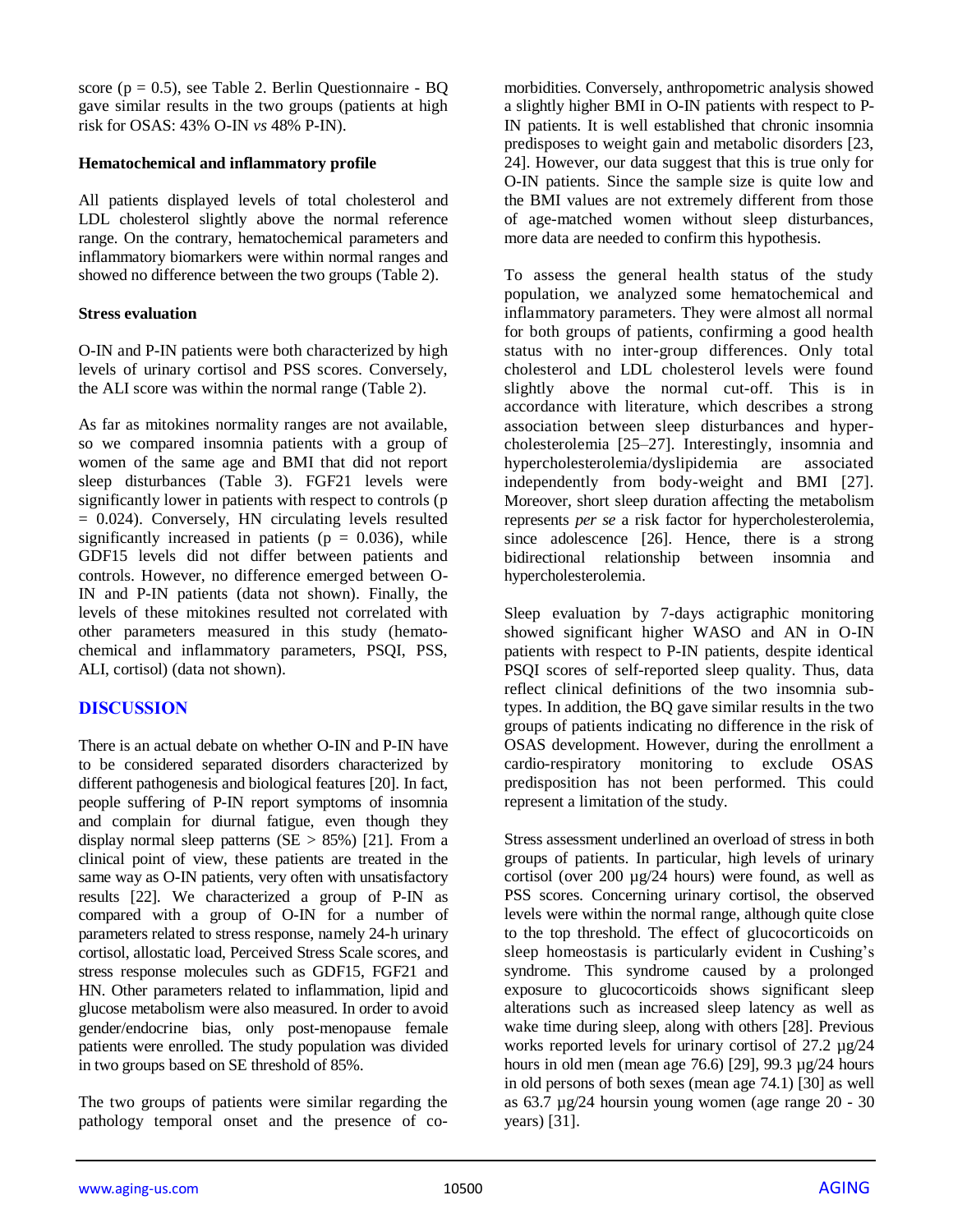score (p = 0.5), see Table 2. Berlin Questionnaire - BQ gave similar results in the two groups (patients at high risk for OSAS: 43% O-IN *vs* 48% P-IN).

**Hematochemical and inflammatory profile**

All patients displayed levels of total cholesterol and LDL cholesterol slightly above the normal reference range. On the contrary, hematochemical parameters and inflammatory biomarkers were within normal ranges and showed no difference between the two groups (Table 2).

**Stress evaluation**

O-IN and P-IN patients were both characterized by high levels of urinary cortisol and PSS scores. Conversely, the ALI score was within the normal range (Table 2).

As far as mitokines normality ranges are not available, so we compared insomnia patients with a group of women of the same age and BMI that did not report sleep disturbances (Table 3). FGF21 levels were significantly lower in patients with respect to controls ($p = 0.024$). Conversely, HN circulating levels resulted significantly increased in patients ($p = 0.036$), while GDF15 levels did not differ between patients and controls. However, no difference emerged between O-IN and P-IN patients (data not shown). Finally, the levels of these mitokines resulted not correlated with other parameters measured in this study (hematochemical and inflammatory parameters, PSQI, PSS, ALI, cortisol) (data not shown).

## DISCUSSION

There is an actual debate on whether O-IN and P-IN have to be considered separated disorders characterized by different pathogenesis and biological features [20]. In fact, people suffering of P-IN report symptoms of insomnia and complain for diurnal fatigue, even though they display normal sleep patterns (SE > 85%) [21]. From a clinical point of view, these patients are treated in the same way as O-IN patients, very often with unsatisfactory results [22]. We characterized a group of P-IN as compared with a group of O-IN for a number of parameters related to stress response, namely 24-h urinary cortisol, allostatic load, Perceived Stress Scale scores, and stress response molecules such as GDF15, FGF21 and HN. Other parameters related to inflammation, lipid and glucose metabolism were also measured. In order to avoid gender/endocrine bias, only post-menopause female patients were enrolled. The study population was divided in two groups based on SE threshold of 85%.

The two groups of patients were similar regarding the pathology temporal onset and the presence of co-morbidities. Conversely, anthropometric analysis showed a slightly higher BMI in O-IN patients with respect to P-IN patients. It is well established that chronic insomnia predisposes to weight gain and metabolic disorders [23, 24]. However, our data suggest that this is true only for O-IN patients. Since the sample size is quite low and the BMI values are not extremely different from those of age-matched women without sleep disturbances, more data are needed to confirm this hypothesis.

To assess the general health status of the study population, we analyzed some hematochemical and inflammatory parameters. They were almost all normal for both groups of patients, confirming a good health status with no inter-group differences. Only total cholesterol and LDL cholesterol levels were found slightly above the normal cut-off. This is in accordance with literature, which describes a strong association between sleep disturbances and hyper-cholesterolemia [25–27]. Interestingly, insomnia and hypercholesterolemia/dyslipidemia are associated independently from body-weight and BMI [27]. Moreover, short sleep duration affecting the metabolism represents *per se* a risk factor for hypercholesterolemia, since adolescence [26]. Hence, there is a strong bidirectional relationship between insomnia and hypercholesterolemia.

Sleep evaluation by 7-days actigraphic monitoring showed significant higher WASO and AN in O-IN patients with respect to P-IN patients, despite identical PSQI scores of self-reported sleep quality. Thus, data reflect clinical definitions of the two insomnia sub-types. In addition, the BQ gave similar results in the two groups of patients indicating no difference in the risk of OSAS development. However, during the enrollment a cardio-respiratory monitoring to exclude OSAS predisposition has not been performed. This could represent a limitation of the study.

Stress assessment underlined an overload of stress in both groups of patients. In particular, high levels of urinary cortisol (over 200 µg/24 hours) were found, as well as PSS scores. Concerning urinary cortisol, the observed levels were within the normal range, although quite close to the top threshold. The effect of glucocorticoids on sleep homeostasis is particularly evident in Cushing's syndrome. This syndrome caused by a prolonged exposure to glucocorticoids shows significant sleep alterations such as increased sleep latency as well as wake time during sleep, along with others [28]. Previous works reported levels for urinary cortisol of 27.2 µg/24 hours in old men (mean age 76.6) [29], 99.3 µg/24 hours in old persons of both sexes (mean age 74.1) [30] as well as 63.7 µg/24 hoursin young women (age range 20 - 30 years) [31].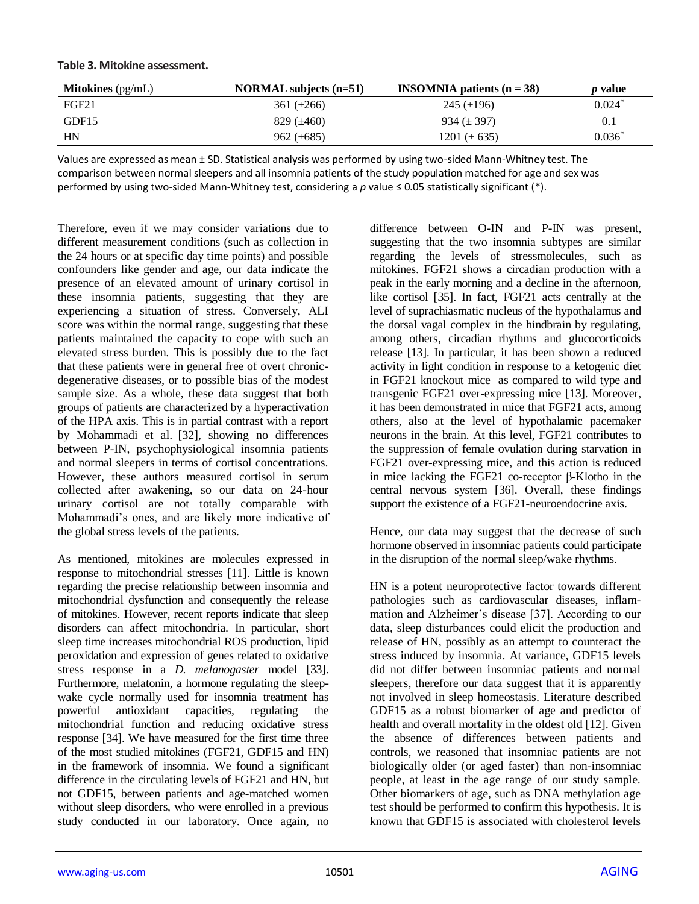**Table 3. Mitokine assessment.**

| **Mitokines** (pg/mL) | **NORMAL subjects (n=51)** | **INSOMNIA patients (n = 38)** | ***p* value** |
|---|---|---|---|
| FGF21 | 361 (±266) | 245 (±196) | 0.024* |
| GDF15 | 829 (±460) | 934 (± 397) | 0.1 |
| HN | 962 (±685) | 1201 (± 635) | 0.036* |

Values are expressed as mean ± SD. Statistical analysis was performed by using two-sided Mann-Whitney test. The comparison between normal sleepers and all insomnia patients of the study population matched for age and sex was performed by using two-sided Mann-Whitney test, considering a *p* value ≤ 0.05 statistically significant (*).

Therefore, even if we may consider variations due to different measurement conditions (such as collection in the 24 hours or at specific day time points) and possible confounders like gender and age, our data indicate the presence of an elevated amount of urinary cortisol in these insomnia patients, suggesting that they are experiencing a situation of stress. Conversely, ALI score was within the normal range, suggesting that these patients maintained the capacity to cope with such an elevated stress burden. This is possibly due to the fact that these patients were in general free of overt chronic-degenerative diseases, or to possible bias of the modest sample size. As a whole, these data suggest that both groups of patients are characterized by a hyperactivation of the HPA axis. This is in partial contrast with a report by Mohammadi et al. [32], showing no differences between P-IN, psychophysiological insomnia patients and normal sleepers in terms of cortisol concentrations. However, these authors measured cortisol in serum collected after awakening, so our data on 24-hour urinary cortisol are not totally comparable with Mohammadi's ones, and are likely more indicative of the global stress levels of the patients.

As mentioned, mitokines are molecules expressed in response to mitochondrial stresses [11]. Little is known regarding the precise relationship between insomnia and mitochondrial dysfunction and consequently the release of mitokines. However, recent reports indicate that sleep disorders can affect mitochondria. In particular, short sleep time increases mitochondrial ROS production, lipid peroxidation and expression of genes related to oxidative stress response in a *D. melanogaster* model [33]. Furthermore, melatonin, a hormone regulating the sleep-wake cycle normally used for insomnia treatment has powerful antioxidant capacities, regulating the mitochondrial function and reducing oxidative stress response [34]. We have measured for the first time three of the most studied mitokines (FGF21, GDF15 and HN) in the framework of insomnia. We found a significant difference in the circulating levels of FGF21 and HN, but not GDF15, between patients and age-matched women without sleep disorders, who were enrolled in a previous study conducted in our laboratory. Once again, no difference between O-IN and P-IN was present, suggesting that the two insomnia subtypes are similar regarding the levels of stressmolecules, such as mitokines. FGF21 shows a circadian production with a peak in the early morning and a decline in the afternoon, like cortisol [35]. In fact, FGF21 acts centrally at the level of suprachiasmatic nucleus of the hypothalamus and the dorsal vagal complex in the hindbrain by regulating, among others, circadian rhythms and glucocorticoids release [13]. In particular, it has been shown a reduced activity in light condition in response to a ketogenic diet in FGF21 knockout mice as compared to wild type and transgenic FGF21 over-expressing mice [13]. Moreover, it has been demonstrated in mice that FGF21 acts, among others, also at the level of hypothalamic pacemaker neurons in the brain. At this level, FGF21 contributes to the suppression of female ovulation during starvation in FGF21 over-expressing mice, and this action is reduced in mice lacking the FGF21 co-receptor β-Klotho in the central nervous system [36]. Overall, these findings support the existence of a FGF21-neuroendocrine axis.

Hence, our data may suggest that the decrease of such hormone observed in insomniac patients could participate in the disruption of the normal sleep/wake rhythms.

HN is a potent neuroprotective factor towards different pathologies such as cardiovascular diseases, inflammation and Alzheimer's disease [37]. According to our data, sleep disturbances could elicit the production and release of HN, possibly as an attempt to counteract the stress induced by insomnia. At variance, GDF15 levels did not differ between insomniac patients and normal sleepers, therefore our data suggest that it is apparently not involved in sleep homeostasis. Literature described GDF15 as a robust biomarker of age and predictor of health and overall mortality in the oldest old [12]. Given the absence of differences between patients and controls, we reasoned that insomniac patients are not biologically older (or aged faster) than non-insomniac people, at least in the age range of our study sample. Other biomarkers of age, such as DNA methylation age test should be performed to confirm this hypothesis. It is known that GDF15 is associated with cholesterol levels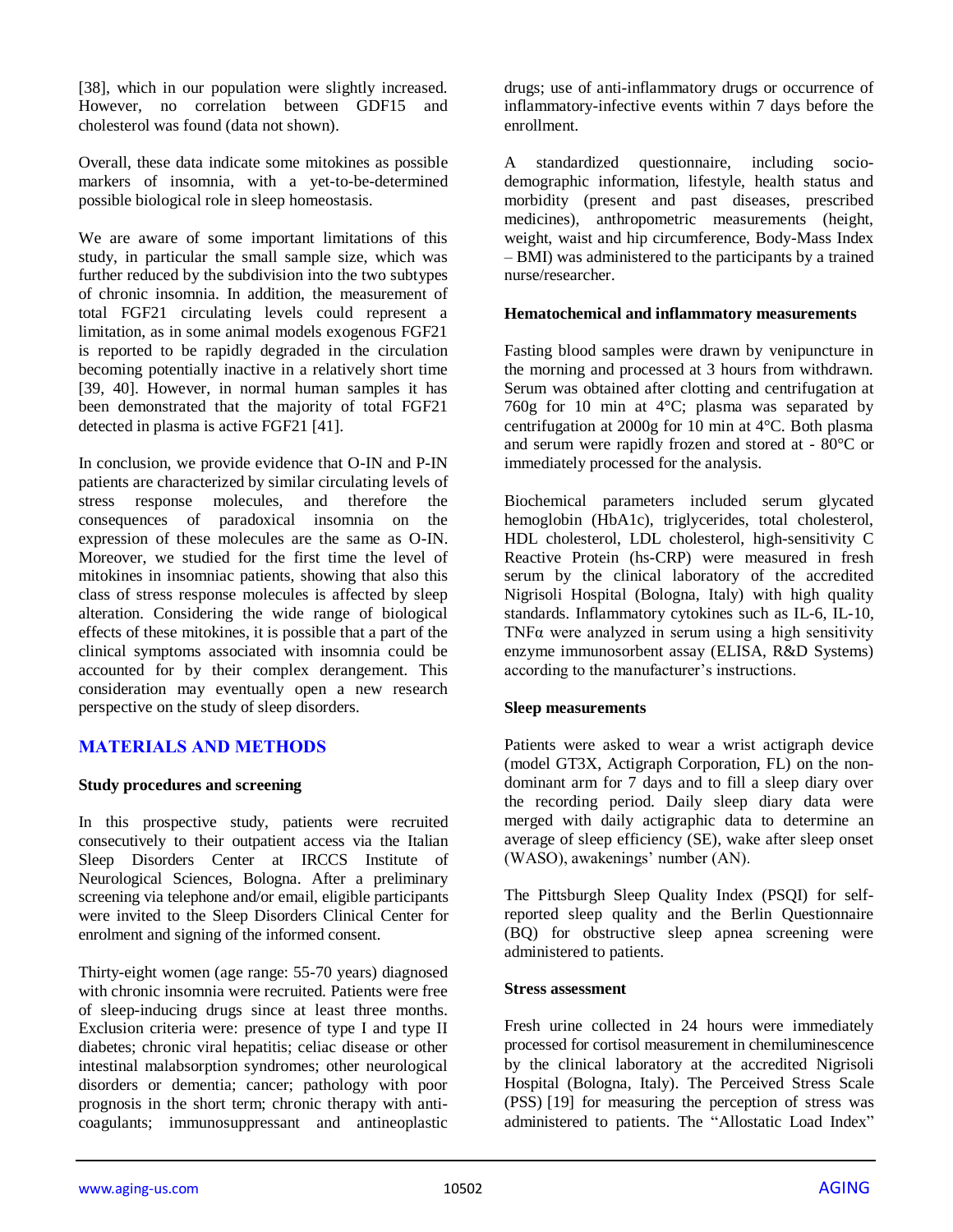[38], which in our population were slightly increased. However, no correlation between GDF15 and cholesterol was found (data not shown).

Overall, these data indicate some mitokines as possible markers of insomnia, with a yet-to-be-determined possible biological role in sleep homeostasis.

We are aware of some important limitations of this study, in particular the small sample size, which was further reduced by the subdivision into the two subtypes of chronic insomnia. In addition, the measurement of total FGF21 circulating levels could represent a limitation, as in some animal models exogenous FGF21 is reported to be rapidly degraded in the circulation becoming potentially inactive in a relatively short time [39, 40]. However, in normal human samples it has been demonstrated that the majority of total FGF21 detected in plasma is active FGF21 [41].

In conclusion, we provide evidence that O-IN and P-IN patients are characterized by similar circulating levels of stress response molecules, and therefore the consequences of paradoxical insomnia on the expression of these molecules are the same as O-IN. Moreover, we studied for the first time the level of mitokines in insomniac patients, showing that also this class of stress response molecules is affected by sleep alteration. Considering the wide range of biological effects of these mitokines, it is possible that a part of the clinical symptoms associated with insomnia could be accounted for by their complex derangement. This consideration may eventually open a new research perspective on the study of sleep disorders.

## MATERIALS AND METHODS

### Study procedures and screening

In this prospective study, patients were recruited consecutively to their outpatient access via the Italian Sleep Disorders Center at IRCCS Institute of Neurological Sciences, Bologna. After a preliminary screening via telephone and/or email, eligible participants were invited to the Sleep Disorders Clinical Center for enrolment and signing of the informed consent.

Thirty-eight women (age range: 55-70 years) diagnosed with chronic insomnia were recruited. Patients were free of sleep-inducing drugs since at least three months. Exclusion criteria were: presence of type I and type II diabetes; chronic viral hepatitis; celiac disease or other intestinal malabsorption syndromes; other neurological disorders or dementia; cancer; pathology with poor prognosis in the short term; chronic therapy with anti-coagulants; immunosuppressant and antineoplastic drugs; use of anti-inflammatory drugs or occurrence of inflammatory-infective events within 7 days before the enrollment.

A standardized questionnaire, including socio-demographic information, lifestyle, health status and morbidity (present and past diseases, prescribed medicines), anthropometric measurements (height, weight, waist and hip circumference, Body-Mass Index – BMI) was administered to the participants by a trained nurse/researcher.

### Hematochemical and inflammatory measurements

Fasting blood samples were drawn by venipuncture in the morning and processed at 3 hours from withdrawn. Serum was obtained after clotting and centrifugation at 760g for 10 min at 4°C; plasma was separated by centrifugation at 2000g for 10 min at 4°C. Both plasma and serum were rapidly frozen and stored at - 80°C or immediately processed for the analysis.

Biochemical parameters included serum glycated hemoglobin (HbA1c), triglycerides, total cholesterol, HDL cholesterol, LDL cholesterol, high-sensitivity C Reactive Protein (hs-CRP) were measured in fresh serum by the clinical laboratory of the accredited Nigrisoli Hospital (Bologna, Italy) with high quality standards. Inflammatory cytokines such as IL-6, IL-10, TNFα were analyzed in serum using a high sensitivity enzyme immunosorbent assay (ELISA, R&D Systems) according to the manufacturer's instructions.

### Sleep measurements

Patients were asked to wear a wrist actigraph device (model GT3X, Actigraph Corporation, FL) on the non-dominant arm for 7 days and to fill a sleep diary over the recording period. Daily sleep diary data were merged with daily actigraphic data to determine an average of sleep efficiency (SE), wake after sleep onset (WASO), awakenings' number (AN).

The Pittsburgh Sleep Quality Index (PSQI) for self-reported sleep quality and the Berlin Questionnaire (BQ) for obstructive sleep apnea screening were administered to patients.

### Stress assessment

Fresh urine collected in 24 hours were immediately processed for cortisol measurement in chemiluminescence by the clinical laboratory at the accredited Nigrisoli Hospital (Bologna, Italy). The Perceived Stress Scale (PSS) [19] for measuring the perception of stress was administered to patients. The "Allostatic Load Index"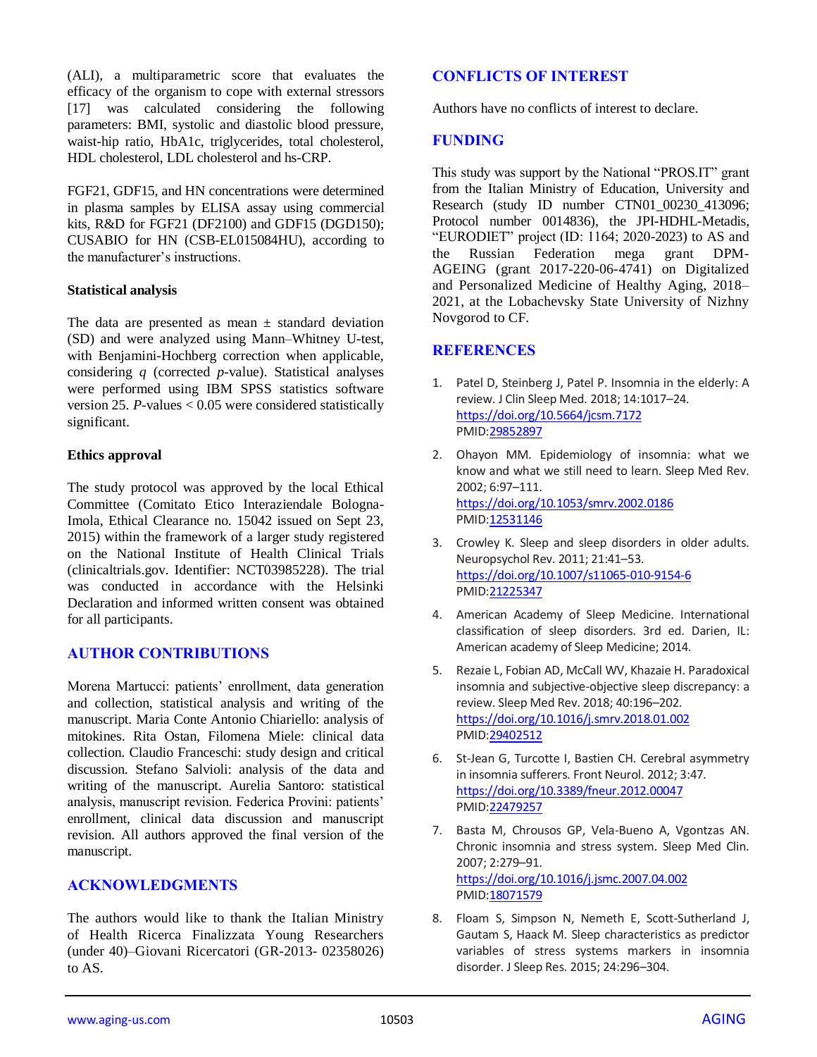(ALI), a multiparametric score that evaluates the efficacy of the organism to cope with external stressors [17] was calculated considering the following parameters: BMI, systolic and diastolic blood pressure, waist-hip ratio, HbA1c, triglycerides, total cholesterol, HDL cholesterol, LDL cholesterol and hs-CRP.

FGF21, GDF15, and HN concentrations were determined in plasma samples by ELISA assay using commercial kits, R&D for FGF21 (DF2100) and GDF15 (DGD150); CUSABIO for HN (CSB-EL015084HU), according to the manufacturer's instructions.

### Statistical analysis

The data are presented as mean ± standard deviation (SD) and were analyzed using Mann–Whitney U-test, with Benjamini-Hochberg correction when applicable, considering *q* (corrected *p*-value). Statistical analyses were performed using IBM SPSS statistics software version 25. *P*-values < 0.05 were considered statistically significant.

### Ethics approval

The study protocol was approved by the local Ethical Committee (Comitato Etico Interaziendale Bologna-Imola, Ethical Clearance no. 15042 issued on Sept 23, 2015) within the framework of a larger study registered on the National Institute of Health Clinical Trials (clinicaltrials.gov. Identifier: NCT03985228). The trial was conducted in accordance with the Helsinki Declaration and informed written consent was obtained for all participants.

## AUTHOR CONTRIBUTIONS

Morena Martucci: patients' enrollment, data generation and collection, statistical analysis and writing of the manuscript. Maria Conte Antonio Chiariello: analysis of mitokines. Rita Ostan, Filomena Miele: clinical data collection. Claudio Franceschi: study design and critical discussion. Stefano Salvioli: analysis of the data and writing of the manuscript. Aurelia Santoro: statistical analysis, manuscript revision. Federica Provini: patients' enrollment, clinical data discussion and manuscript revision. All authors approved the final version of the manuscript.

## ACKNOWLEDGMENTS

The authors would like to thank the Italian Ministry of Health Ricerca Finalizzata Young Researchers (under 40)–Giovani Ricercatori (GR-2013- 02358026) to AS.

## CONFLICTS OF INTEREST

Authors have no conflicts of interest to declare.

## FUNDING

This study was support by the National "PROS.IT" grant from the Italian Ministry of Education, University and Research (study ID number CTN01_00230_413096; Protocol number 0014836), the JPI-HDHL-Metadis, "EURODIET" project (ID: 1164; 2020-2023) to AS and the Russian Federation mega grant DPM-AGEING (grant 2017-220-06-4741) on Digitalized and Personalized Medicine of Healthy Aging, 2018–2021, at the Lobachevsky State University of Nizhny Novgorod to CF.

## REFERENCES

1. Patel D, Steinberg J, Patel P. Insomnia in the elderly: A review. J Clin Sleep Med. 2018; 14:1017–24. https://doi.org/10.5664/jcsm.7172 PMID:29852897
2. Ohayon MM. Epidemiology of insomnia: what we know and what we still need to learn. Sleep Med Rev. 2002; 6:97–111. https://doi.org/10.1053/smrv.2002.0186 PMID:12531146
3. Crowley K. Sleep and sleep disorders in older adults. Neuropsychol Rev. 2011; 21:41–53. https://doi.org/10.1007/s11065-010-9154-6 PMID:21225347
4. American Academy of Sleep Medicine. International classification of sleep disorders. 3rd ed. Darien, IL: American academy of Sleep Medicine; 2014.
5. Rezaie L, Fobian AD, McCall WV, Khazaie H. Paradoxical insomnia and subjective-objective sleep discrepancy: a review. Sleep Med Rev. 2018; 40:196–202. https://doi.org/10.1016/j.smrv.2018.01.002 PMID:29402512
6. St-Jean G, Turcotte I, Bastien CH. Cerebral asymmetry in insomnia sufferers. Front Neurol. 2012; 3:47. https://doi.org/10.3389/fneur.2012.00047 PMID:22479257
7. Basta M, Chrousos GP, Vela-Bueno A, Vgontzas AN. Chronic insomnia and stress system. Sleep Med Clin. 2007; 2:279–91. https://doi.org/10.1016/j.jsmc.2007.04.002 PMID:18071579
8. Floam S, Simpson N, Nemeth E, Scott-Sutherland J, Gautam S, Haack M. Sleep characteristics as predictor variables of stress systems markers in insomnia disorder. J Sleep Res. 2015; 24:296–304.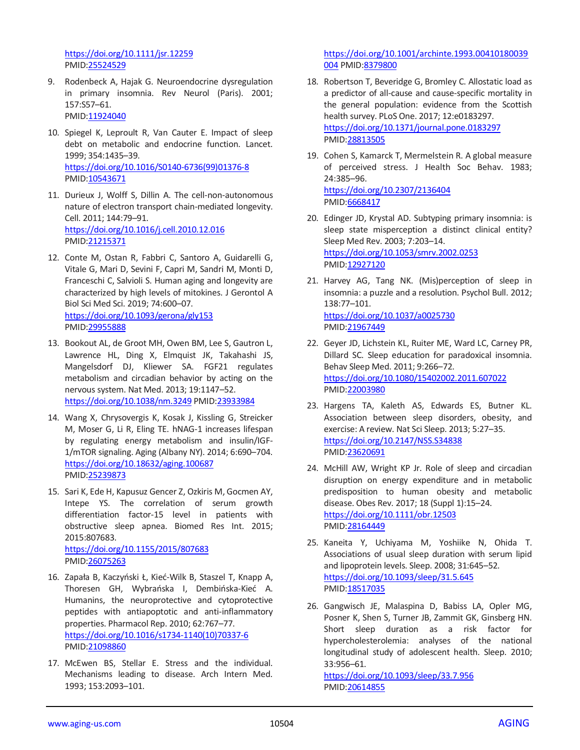https://doi.org/10.1111/jsr.12259 PMID:25524529

9. Rodenbeck A, Hajak G. Neuroendocrine dysregulation in primary insomnia. Rev Neurol (Paris). 2001; 157:S57–61. PMID:11924040

10. Spiegel K, Leproult R, Van Cauter E. Impact of sleep debt on metabolic and endocrine function. Lancet. 1999; 354:1435–39. https://doi.org/10.1016/S0140-6736(99)01376-8 PMID:10543671

11. Durieux J, Wolff S, Dillin A. The cell-non-autonomous nature of electron transport chain-mediated longevity. Cell. 2011; 144:79–91. https://doi.org/10.1016/j.cell.2010.12.016 PMID:21215371

12. Conte M, Ostan R, Fabbri C, Santoro A, Guidarelli G, Vitale G, Mari D, Sevini F, Capri M, Sandri M, Monti D, Franceschi C, Salvioli S. Human aging and longevity are characterized by high levels of mitokines. J Gerontol A Biol Sci Med Sci. 2019; 74:600–07. https://doi.org/10.1093/gerona/gly153 PMID:29955888

13. Bookout AL, de Groot MH, Owen BM, Lee S, Gautron L, Lawrence HL, Ding X, Elmquist JK, Takahashi JS, Mangelsdorf DJ, Kliewer SA. FGF21 regulates metabolism and circadian behavior by acting on the nervous system. Nat Med. 2013; 19:1147–52. https://doi.org/10.1038/nm.3249 PMID:23933984

14. Wang X, Chrysovergis K, Kosak J, Kissling G, Streicker M, Moser G, Li R, Eling TE. hNAG-1 increases lifespan by regulating energy metabolism and insulin/IGF-1/mTOR signaling. Aging (Albany NY). 2014; 6:690–704. https://doi.org/10.18632/aging.100687 PMID:25239873

15. Sari K, Ede H, Kapusuz Gencer Z, Ozkiris M, Gocmen AY, Intepe YS. The correlation of serum growth differentiation factor-15 level in patients with obstructive sleep apnea. Biomed Res Int. 2015; 2015:807683. https://doi.org/10.1155/2015/807683 PMID:26075263

16. Zapała B, Kaczyński Ł, Kieć-Wilk B, Staszel T, Knapp A, Thoresen GH, Wybrańska I, Dembińska-Kieć A. Humanins, the neuroprotective and cytoprotective peptides with antiapoptotic and anti-inflammatory properties. Pharmacol Rep. 2010; 62:767–77. https://doi.org/10.1016/s1734-1140(10)70337-6 PMID:21098860

17. McEwen BS, Stellar E. Stress and the individual. Mechanisms leading to disease. Arch Intern Med. 1993; 153:2093–101. https://doi.org/10.1001/archinte.1993.00410180039004 PMID:8379800

18. Robertson T, Beveridge G, Bromley C. Allostatic load as a predictor of all-cause and cause-specific mortality in the general population: evidence from the Scottish health survey. PLoS One. 2017; 12:e0183297. https://doi.org/10.1371/journal.pone.0183297 PMID:28813505

19. Cohen S, Kamarck T, Mermelstein R. A global measure of perceived stress. J Health Soc Behav. 1983; 24:385–96. https://doi.org/10.2307/2136404 PMID:6668417

20. Edinger JD, Krystal AD. Subtyping primary insomnia: is sleep state misperception a distinct clinical entity? Sleep Med Rev. 2003; 7:203–14. https://doi.org/10.1053/smrv.2002.0253 PMID:12927120

21. Harvey AG, Tang NK. (Mis)perception of sleep in insomnia: a puzzle and a resolution. Psychol Bull. 2012; 138:77–101. https://doi.org/10.1037/a0025730 PMID:21967449

22. Geyer JD, Lichstein KL, Ruiter ME, Ward LC, Carney PR, Dillard SC. Sleep education for paradoxical insomnia. Behav Sleep Med. 2011; 9:266–72. https://doi.org/10.1080/15402002.2011.607022 PMID:22003980

23. Hargens TA, Kaleth AS, Edwards ES, Butner KL. Association between sleep disorders, obesity, and exercise: A review. Nat Sci Sleep. 2013; 5:27–35. https://doi.org/10.2147/NSS.S34838 PMID:23620691

24. McHill AW, Wright KP Jr. Role of sleep and circadian disruption on energy expenditure and in metabolic predisposition to human obesity and metabolic disease. Obes Rev. 2017; 18 (Suppl 1):15–24. https://doi.org/10.1111/obr.12503 PMID:28164449

25. Kaneita Y, Uchiyama M, Yoshiike N, Ohida T. Associations of usual sleep duration with serum lipid and lipoprotein levels. Sleep. 2008; 31:645–52. https://doi.org/10.1093/sleep/31.5.645 PMID:18517035

26. Gangwisch JE, Malaspina D, Babiss LA, Opler MG, Posner K, Shen S, Turner JB, Zammit GK, Ginsberg HN. Short sleep duration as a risk factor for hypercholesterolemia: analyses of the national longitudinal study of adolescent health. Sleep. 2010; 33:956–61. https://doi.org/10.1093/sleep/33.7.956 PMID:20614855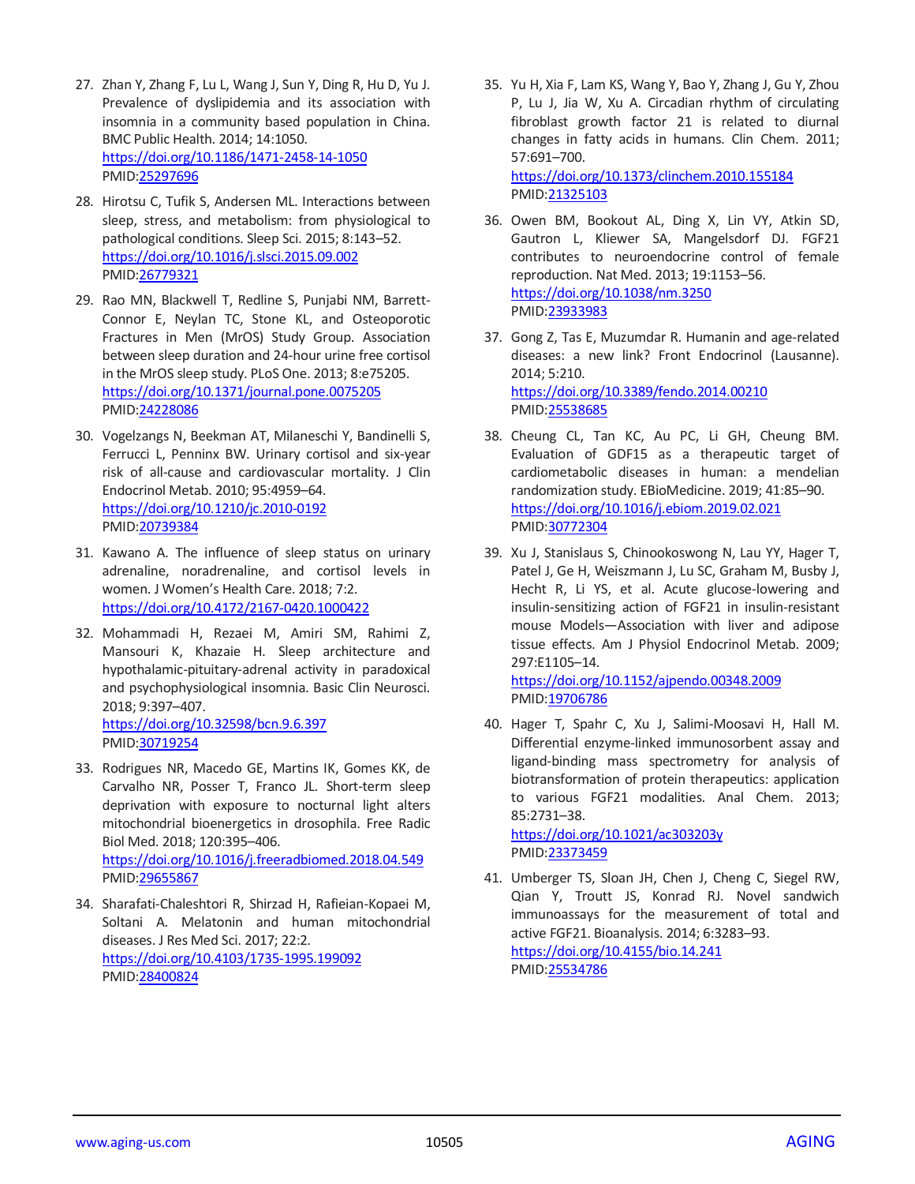27. Zhan Y, Zhang F, Lu L, Wang J, Sun Y, Ding R, Hu D, Yu J. Prevalence of dyslipidemia and its association with insomnia in a community based population in China. BMC Public Health. 2014; 14:1050.
https://doi.org/10.1186/1471-2458-14-1050
PMID:25297696

28. Hirotsu C, Tufik S, Andersen ML. Interactions between sleep, stress, and metabolism: from physiological to pathological conditions. Sleep Sci. 2015; 8:143–52.
https://doi.org/10.1016/j.slsci.2015.09.002
PMID:26779321

29. Rao MN, Blackwell T, Redline S, Punjabi NM, Barrett-Connor E, Neylan TC, Stone KL, and Osteoporotic Fractures in Men (MrOS) Study Group. Association between sleep duration and 24-hour urine free cortisol in the MrOS sleep study. PLoS One. 2013; 8:e75205.
https://doi.org/10.1371/journal.pone.0075205
PMID:24228086

30. Vogelzangs N, Beekman AT, Milaneschi Y, Bandinelli S, Ferrucci L, Penninx BW. Urinary cortisol and six-year risk of all-cause and cardiovascular mortality. J Clin Endocrinol Metab. 2010; 95:4959–64.
https://doi.org/10.1210/jc.2010-0192
PMID:20739384

31. Kawano A. The influence of sleep status on urinary adrenaline, noradrenaline, and cortisol levels in women. J Women's Health Care. 2018; 7:2.
https://doi.org/10.4172/2167-0420.1000422

32. Mohammadi H, Rezaei M, Amiri SM, Rahimi Z, Mansouri K, Khazaie H. Sleep architecture and hypothalamic-pituitary-adrenal activity in paradoxical and psychophysiological insomnia. Basic Clin Neurosci. 2018; 9:397–407.
https://doi.org/10.32598/bcn.9.6.397
PMID:30719254

33. Rodrigues NR, Macedo GE, Martins IK, Gomes KK, de Carvalho NR, Posser T, Franco JL. Short-term sleep deprivation with exposure to nocturnal light alters mitochondrial bioenergetics in drosophila. Free Radic Biol Med. 2018; 120:395–406.
https://doi.org/10.1016/j.freeradbiomed.2018.04.549
PMID:29655867

34. Sharafati-Chaleshtori R, Shirzad H, Rafieian-Kopaei M, Soltani A. Melatonin and human mitochondrial diseases. J Res Med Sci. 2017; 22:2.
https://doi.org/10.4103/1735-1995.199092
PMID:28400824

35. Yu H, Xia F, Lam KS, Wang Y, Bao Y, Zhang J, Gu Y, Zhou P, Lu J, Jia W, Xu A. Circadian rhythm of circulating fibroblast growth factor 21 is related to diurnal changes in fatty acids in humans. Clin Chem. 2011; 57:691–700.
https://doi.org/10.1373/clinchem.2010.155184
PMID:21325103

36. Owen BM, Bookout AL, Ding X, Lin VY, Atkin SD, Gautron L, Kliewer SA, Mangelsdorf DJ. FGF21 contributes to neuroendocrine control of female reproduction. Nat Med. 2013; 19:1153–56.
https://doi.org/10.1038/nm.3250
PMID:23933983

37. Gong Z, Tas E, Muzumdar R. Humanin and age-related diseases: a new link? Front Endocrinol (Lausanne). 2014; 5:210.
https://doi.org/10.3389/fendo.2014.00210
PMID:25538685

38. Cheung CL, Tan KC, Au PC, Li GH, Cheung BM. Evaluation of GDF15 as a therapeutic target of cardiometabolic diseases in human: a mendelian randomization study. EBioMedicine. 2019; 41:85–90.
https://doi.org/10.1016/j.ebiom.2019.02.021
PMID:30772304

39. Xu J, Stanislaus S, Chinookoswong N, Lau YY, Hager T, Patel J, Ge H, Weiszmann J, Lu SC, Graham M, Busby J, Hecht R, Li YS, et al. Acute glucose-lowering and insulin-sensitizing action of FGF21 in insulin-resistant mouse Models—Association with liver and adipose tissue effects. Am J Physiol Endocrinol Metab. 2009; 297:E1105–14.
https://doi.org/10.1152/ajpendo.00348.2009
PMID:19706786

40. Hager T, Spahr C, Xu J, Salimi-Moosavi H, Hall M. Differential enzyme-linked immunosorbent assay and ligand-binding mass spectrometry for analysis of biotransformation of protein therapeutics: application to various FGF21 modalities. Anal Chem. 2013; 85:2731–38.
https://doi.org/10.1021/ac303203y
PMID:23373459

41. Umberger TS, Sloan JH, Chen J, Cheng C, Siegel RW, Qian Y, Troutt JS, Konrad RJ. Novel sandwich immunoassays for the measurement of total and active FGF21. Bioanalysis. 2014; 6:3283–93.
https://doi.org/10.4155/bio.14.241
PMID:25534786